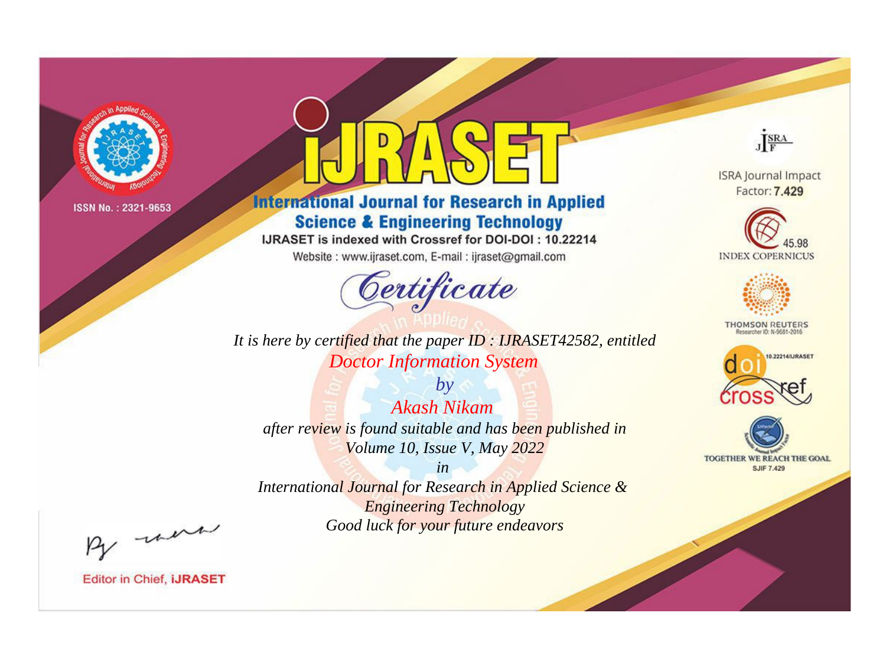ISSN No. : 2321-9653

# IJRASET

## International Journal for Research in Applied Science & Engineering Technology

IJRASET is indexed with Crossref for DOI-DOI : 10.22214

Website : www.ijraset.com, E-mail : ijraset@gmail.com

ISRA Journal Impact Factor: **7.429**

45.98 INDEX COPERNICUS

THOMSON REUTERS Researcher ID: N-9681-2016

10.22214/IJRASET

TOGETHER WE REACH THE GOAL SJIF 7.429

# *Certificate*

*It is here by certified that the paper ID : IJRASET42582, entitled*

*Doctor Information System*

*by*

*Akash Nikam*

*after review is found suitable and has been published in*

*Volume 10, Issue V, May 2022*

*in*

*International Journal for Research in Applied Science & Engineering Technology*

*Good luck for your future endeavors*

Editor in Chief, **iJRASET**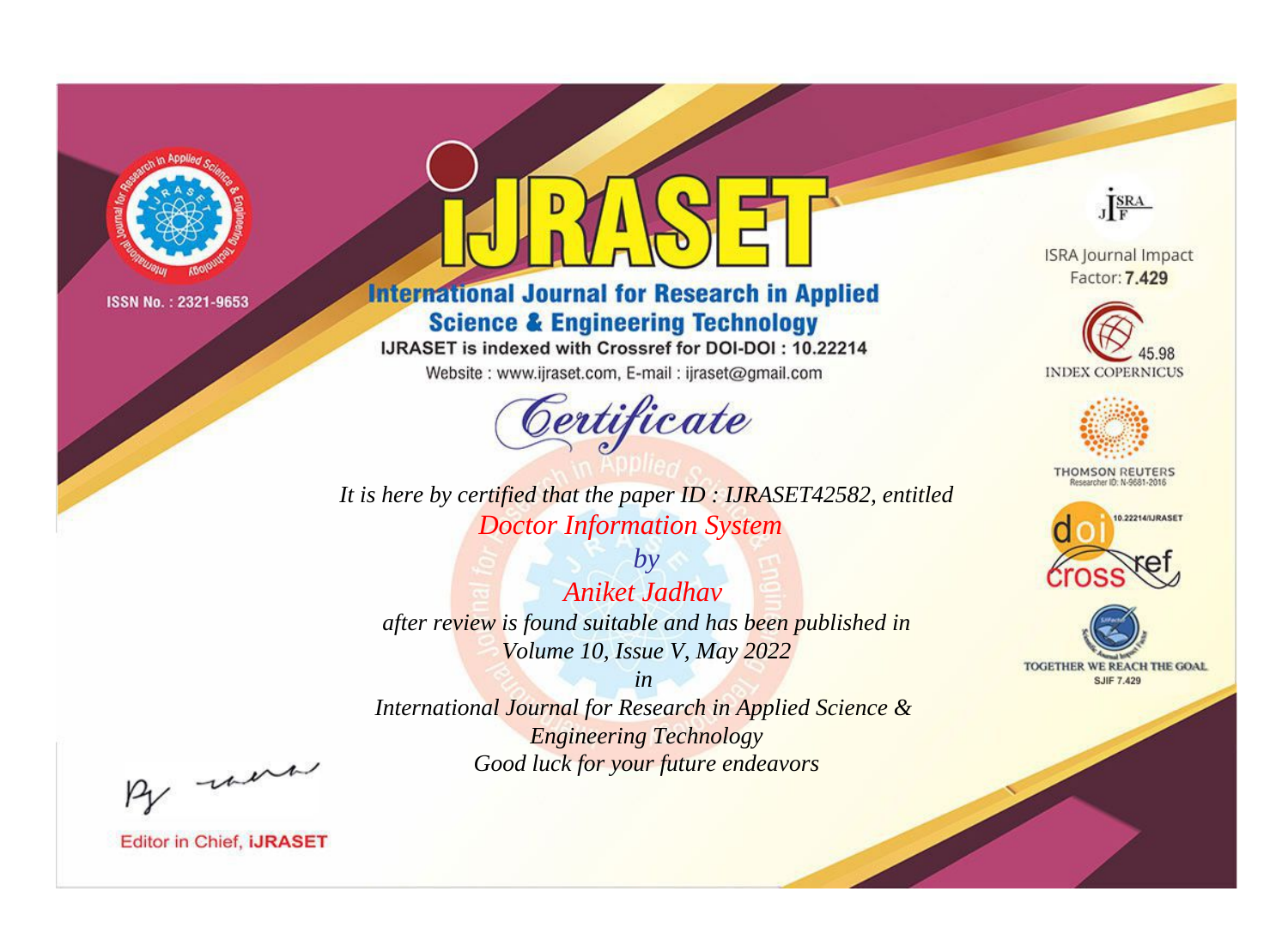ISSN No. : 2321-9653

# IJRASET

## International Journal for Research in Applied Science & Engineering Technology

IJRASET is indexed with Crossref for DOI-DOI : 10.22214

Website : www.ijraset.com, E-mail : ijraset@gmail.com

# Certificate

*It is here by certified that the paper ID : IJRASET42582, entitled*

*Doctor Information System*

*by*

*Aniket Jadhav*

*after review is found suitable and has been published in*

*Volume 10, Issue V, May 2022*

*in*

*International Journal for Research in Applied Science & Engineering Technology*

*Good luck for your future endeavors*

ISRA Journal Impact Factor: **7.429**

45.98 INDEX COPERNICUS

THOMSON REUTERS Researcher ID: N-9681-2016

10.22214/IJRASET

TOGETHER WE REACH THE GOAL SJIF 7.429

Editor in Chief, **iJRASET**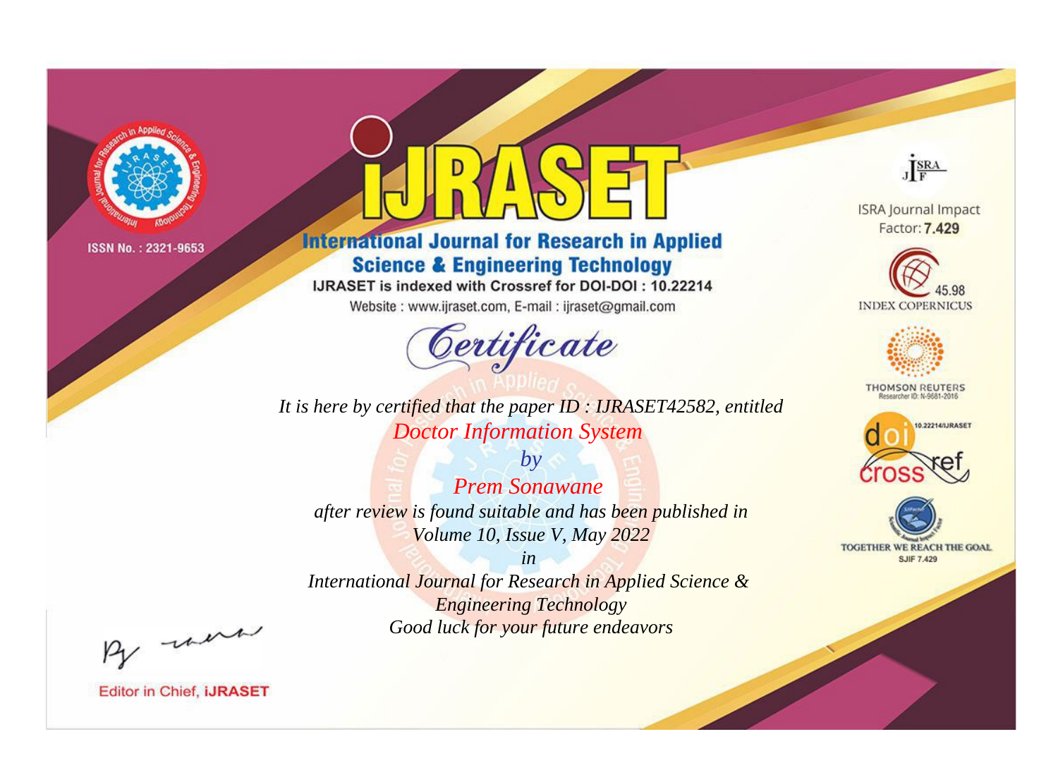ISSN No. : 2321-9653

# IJRASET

## International Journal for Research in Applied Science & Engineering Technology

IJRASET is indexed with Crossref for DOI-DOI : 10.22214

Website : www.ijraset.com, E-mail : ijraset@gmail.com

## Certificate

*It is here by certified that the paper ID : IJRASET42582, entitled*

*Doctor Information System*

*by*

*Prem Sonawane*

*after review is found suitable and has been published in*

*Volume 10, Issue V, May 2022*

*in*

*International Journal for Research in Applied Science & Engineering Technology*

*Good luck for your future endeavors*

ISRA Journal Impact Factor: **7.429**

45.98 INDEX COPERNICUS

THOMSON REUTERS Researcher ID: N-9681-2016

10.22214/IJRASET

TOGETHER WE REACH THE GOAL SJIF 7.429

Editor in Chief, **IJRASET**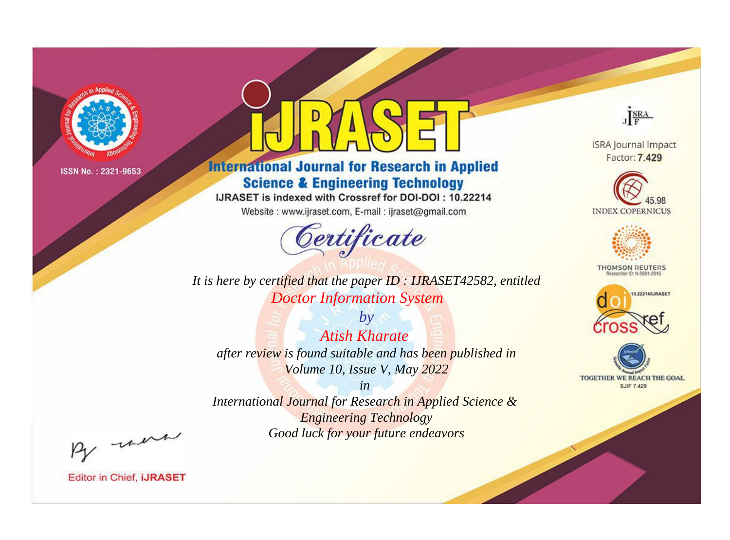ISSN No. : 2321-9653

# iJRASET

## International Journal for Research in Applied Science & Engineering Technology

IJRASET is indexed with Crossref for DOI-DOI : 10.22214

Website : www.ijraset.com, E-mail : ijraset@gmail.com

*Certificate*

*It is here by certified that the paper ID : IJRASET42582, entitled*

*Doctor Information System*

*by*

*Atish Kharate*

*after review is found suitable and has been published in*

*Volume 10, Issue V, May 2022*

*in*

*International Journal for Research in Applied Science & Engineering Technology*

*Good luck for your future endeavors*

ISRA Journal Impact Factor: **7.429**

45.98 INDEX COPERNICUS

THOMSON REUTERS Researcher ID: N-9681-2016

10.22214/IJRASET

TOGETHER WE REACH THE GOAL SJIF 7.429

Editor in Chief, **iJRASET**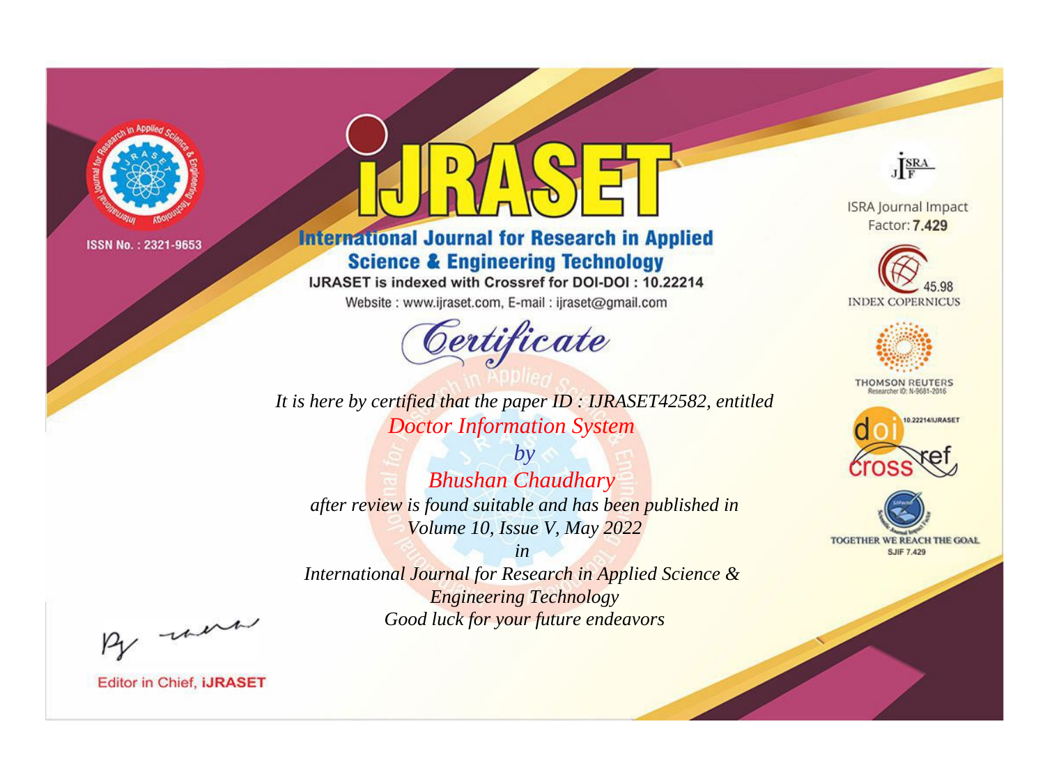ISSN No. : 2321-9653

# iJRASET

## International Journal for Research in Applied Science & Engineering Technology

IJRASET is indexed with Crossref for DOI-DOI : 10.22214

Website : www.ijraset.com, E-mail : ijraset@gmail.com

*Certificate*

*It is here by certified that the paper ID : IJRASET42582, entitled*

*Doctor Information System*

*by*

*Bhushan Chaudhary*

*after review is found suitable and has been published in*

*Volume 10, Issue V, May 2022*

*in*

*International Journal for Research in Applied Science & Engineering Technology*

*Good luck for your future endeavors*

ISRA Journal Impact Factor: **7.429**

45.98 INDEX COPERNICUS

THOMSON REUTERS Researcher ID: N-9681-2016

10.22214/IJRASET

TOGETHER WE REACH THE GOAL SJIF 7.429

Editor in Chief, **iJRASET**